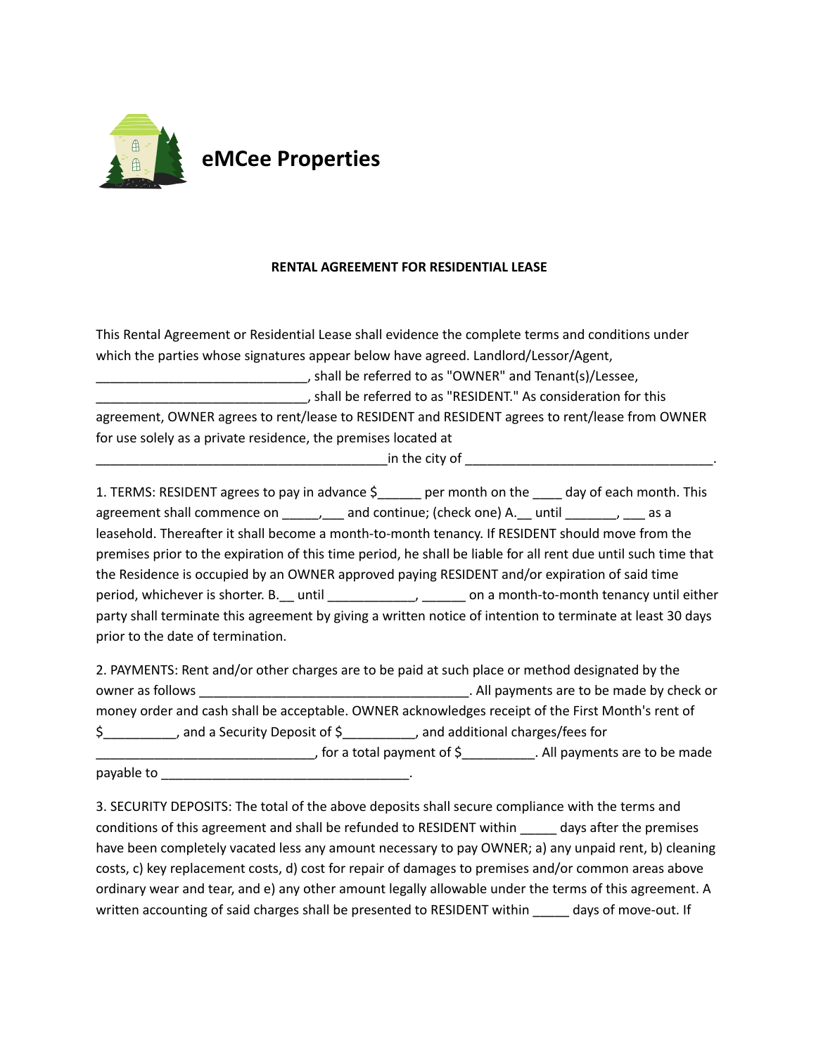# eMCee Properties

**RENTAL AGREEMENT FOR RESIDENTIAL LEASE**

This Rental Agreement or Residential Lease shall evidence the complete terms and conditions under which the parties whose signatures appear below have agreed. Landlord/Lessor/Agent, ______________________________, shall be referred to as "OWNER" and Tenant(s)/Lessee, ______________________________, shall be referred to as "RESIDENT." As consideration for this agreement, OWNER agrees to rent/lease to RESIDENT and RESIDENT agrees to rent/lease from OWNER for use solely as a private residence, the premises located at __________________________________________in the city of ___________________________________.

1. TERMS: RESIDENT agrees to pay in advance $______ per month on the ____ day of each month. This agreement shall commence on _____,___ and continue; (check one) A.__ until _______, ___ as a leasehold. Thereafter it shall become a month-to-month tenancy. If RESIDENT should move from the premises prior to the expiration of this time period, he shall be liable for all rent due until such time that the Residence is occupied by an OWNER approved paying RESIDENT and/or expiration of said time period, whichever is shorter. B.__ until ____________, ______ on a month-to-month tenancy until either party shall terminate this agreement by giving a written notice of intention to terminate at least 30 days prior to the date of termination.

2. PAYMENTS: Rent and/or other charges are to be paid at such place or method designated by the owner as follows ______________________________________. All payments are to be made by check or money order and cash shall be acceptable. OWNER acknowledges receipt of the First Month's rent of $__________, and a Security Deposit of $__________, and additional charges/fees for _______________________________, for a total payment of $__________. All payments are to be made payable to ___________________________________.

3. SECURITY DEPOSITS: The total of the above deposits shall secure compliance with the terms and conditions of this agreement and shall be refunded to RESIDENT within _____ days after the premises have been completely vacated less any amount necessary to pay OWNER; a) any unpaid rent, b) cleaning costs, c) key replacement costs, d) cost for repair of damages to premises and/or common areas above ordinary wear and tear, and e) any other amount legally allowable under the terms of this agreement. A written accounting of said charges shall be presented to RESIDENT within _____ days of move-out. If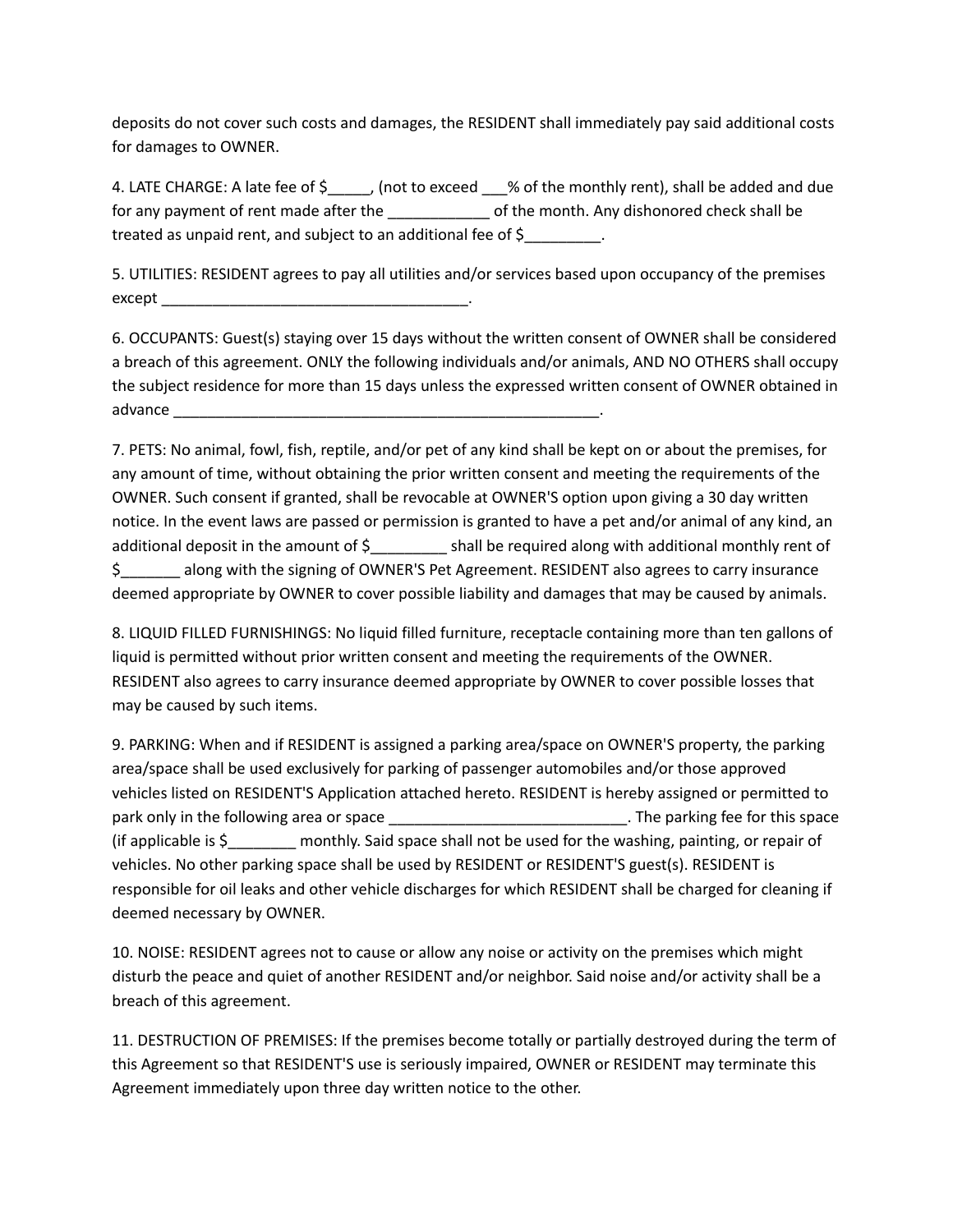deposits do not cover such costs and damages, the RESIDENT shall immediately pay said additional costs for damages to OWNER.

4. LATE CHARGE: A late fee of $_____, (not to exceed ___% of the monthly rent), shall be added and due for any payment of rent made after the ____________ of the month. Any dishonored check shall be treated as unpaid rent, and subject to an additional fee of $_________.

5. UTILITIES: RESIDENT agrees to pay all utilities and/or services based upon occupancy of the premises except ____________________________________.

6. OCCUPANTS: Guest(s) staying over 15 days without the written consent of OWNER shall be considered a breach of this agreement. ONLY the following individuals and/or animals, AND NO OTHERS shall occupy the subject residence for more than 15 days unless the expressed written consent of OWNER obtained in advance ____________________________________________________.

7. PETS: No animal, fowl, fish, reptile, and/or pet of any kind shall be kept on or about the premises, for any amount of time, without obtaining the prior written consent and meeting the requirements of the OWNER. Such consent if granted, shall be revocable at OWNER'S option upon giving a 30 day written notice. In the event laws are passed or permission is granted to have a pet and/or animal of any kind, an additional deposit in the amount of $_________ shall be required along with additional monthly rent of $_______ along with the signing of OWNER'S Pet Agreement. RESIDENT also agrees to carry insurance deemed appropriate by OWNER to cover possible liability and damages that may be caused by animals.

8. LIQUID FILLED FURNISHINGS: No liquid filled furniture, receptacle containing more than ten gallons of liquid is permitted without prior written consent and meeting the requirements of the OWNER. RESIDENT also agrees to carry insurance deemed appropriate by OWNER to cover possible losses that may be caused by such items.

9. PARKING: When and if RESIDENT is assigned a parking area/space on OWNER'S property, the parking area/space shall be used exclusively for parking of passenger automobiles and/or those approved vehicles listed on RESIDENT'S Application attached hereto. RESIDENT is hereby assigned or permitted to park only in the following area or space ____________________________. The parking fee for this space (if applicable is $________ monthly. Said space shall not be used for the washing, painting, or repair of vehicles. No other parking space shall be used by RESIDENT or RESIDENT'S guest(s). RESIDENT is responsible for oil leaks and other vehicle discharges for which RESIDENT shall be charged for cleaning if deemed necessary by OWNER.

10. NOISE: RESIDENT agrees not to cause or allow any noise or activity on the premises which might disturb the peace and quiet of another RESIDENT and/or neighbor. Said noise and/or activity shall be a breach of this agreement.

11. DESTRUCTION OF PREMISES: If the premises become totally or partially destroyed during the term of this Agreement so that RESIDENT'S use is seriously impaired, OWNER or RESIDENT may terminate this Agreement immediately upon three day written notice to the other.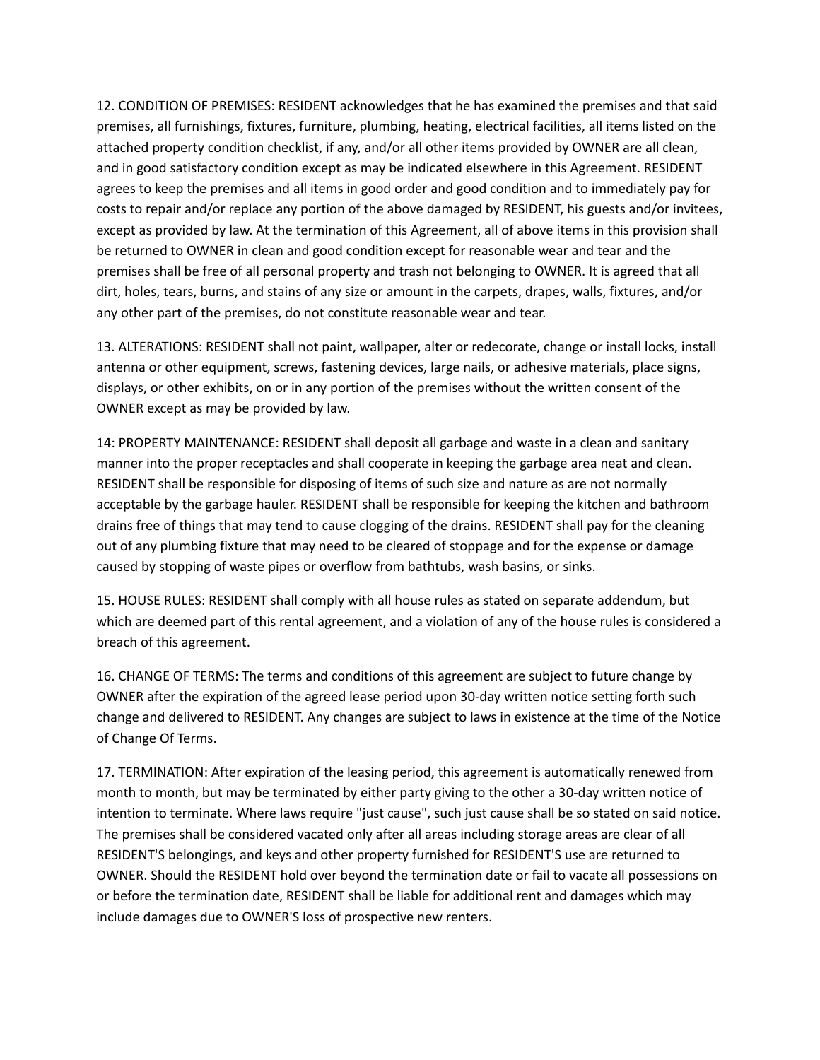12. CONDITION OF PREMISES: RESIDENT acknowledges that he has examined the premises and that said premises, all furnishings, fixtures, furniture, plumbing, heating, electrical facilities, all items listed on the attached property condition checklist, if any, and/or all other items provided by OWNER are all clean, and in good satisfactory condition except as may be indicated elsewhere in this Agreement. RESIDENT agrees to keep the premises and all items in good order and good condition and to immediately pay for costs to repair and/or replace any portion of the above damaged by RESIDENT, his guests and/or invitees, except as provided by law. At the termination of this Agreement, all of above items in this provision shall be returned to OWNER in clean and good condition except for reasonable wear and tear and the premises shall be free of all personal property and trash not belonging to OWNER. It is agreed that all dirt, holes, tears, burns, and stains of any size or amount in the carpets, drapes, walls, fixtures, and/or any other part of the premises, do not constitute reasonable wear and tear.

13. ALTERATIONS: RESIDENT shall not paint, wallpaper, alter or redecorate, change or install locks, install antenna or other equipment, screws, fastening devices, large nails, or adhesive materials, place signs, displays, or other exhibits, on or in any portion of the premises without the written consent of the OWNER except as may be provided by law.

14: PROPERTY MAINTENANCE: RESIDENT shall deposit all garbage and waste in a clean and sanitary manner into the proper receptacles and shall cooperate in keeping the garbage area neat and clean. RESIDENT shall be responsible for disposing of items of such size and nature as are not normally acceptable by the garbage hauler. RESIDENT shall be responsible for keeping the kitchen and bathroom drains free of things that may tend to cause clogging of the drains. RESIDENT shall pay for the cleaning out of any plumbing fixture that may need to be cleared of stoppage and for the expense or damage caused by stopping of waste pipes or overflow from bathtubs, wash basins, or sinks.

15. HOUSE RULES: RESIDENT shall comply with all house rules as stated on separate addendum, but which are deemed part of this rental agreement, and a violation of any of the house rules is considered a breach of this agreement.

16. CHANGE OF TERMS: The terms and conditions of this agreement are subject to future change by OWNER after the expiration of the agreed lease period upon 30-day written notice setting forth such change and delivered to RESIDENT. Any changes are subject to laws in existence at the time of the Notice of Change Of Terms.

17. TERMINATION: After expiration of the leasing period, this agreement is automatically renewed from month to month, but may be terminated by either party giving to the other a 30-day written notice of intention to terminate. Where laws require "just cause", such just cause shall be so stated on said notice. The premises shall be considered vacated only after all areas including storage areas are clear of all RESIDENT'S belongings, and keys and other property furnished for RESIDENT'S use are returned to OWNER. Should the RESIDENT hold over beyond the termination date or fail to vacate all possessions on or before the termination date, RESIDENT shall be liable for additional rent and damages which may include damages due to OWNER'S loss of prospective new renters.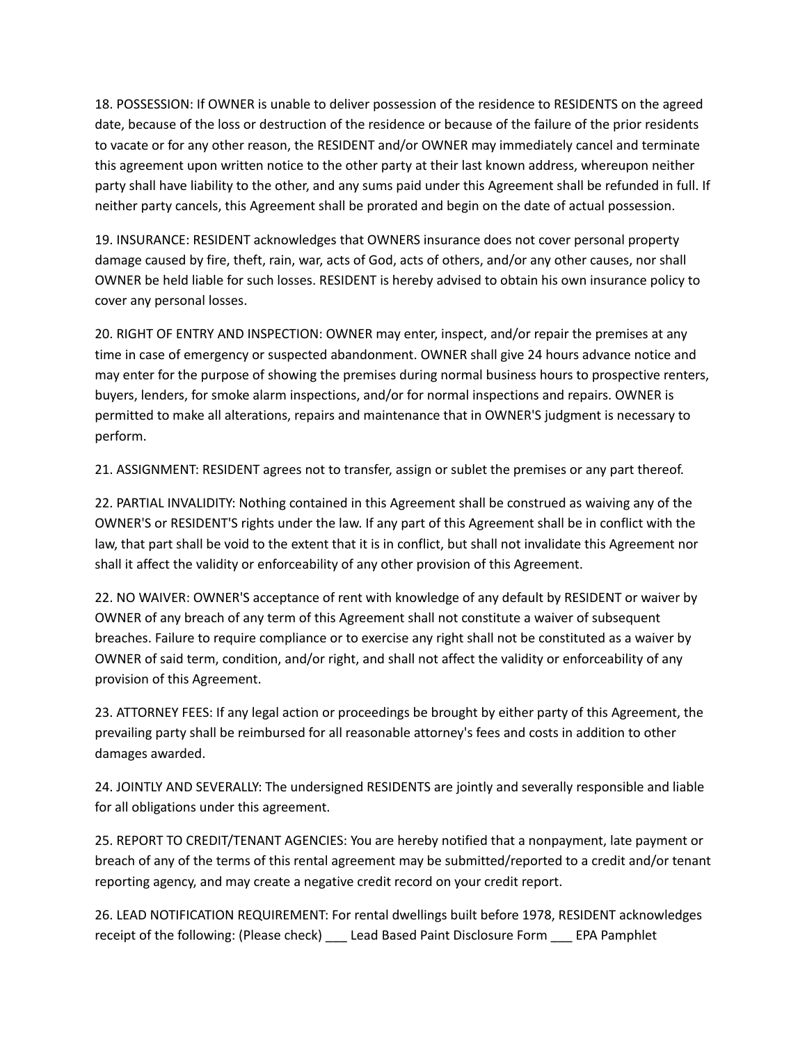18. POSSESSION: If OWNER is unable to deliver possession of the residence to RESIDENTS on the agreed date, because of the loss or destruction of the residence or because of the failure of the prior residents to vacate or for any other reason, the RESIDENT and/or OWNER may immediately cancel and terminate this agreement upon written notice to the other party at their last known address, whereupon neither party shall have liability to the other, and any sums paid under this Agreement shall be refunded in full. If neither party cancels, this Agreement shall be prorated and begin on the date of actual possession.

19. INSURANCE: RESIDENT acknowledges that OWNERS insurance does not cover personal property damage caused by fire, theft, rain, war, acts of God, acts of others, and/or any other causes, nor shall OWNER be held liable for such losses. RESIDENT is hereby advised to obtain his own insurance policy to cover any personal losses.

20. RIGHT OF ENTRY AND INSPECTION: OWNER may enter, inspect, and/or repair the premises at any time in case of emergency or suspected abandonment. OWNER shall give 24 hours advance notice and may enter for the purpose of showing the premises during normal business hours to prospective renters, buyers, lenders, for smoke alarm inspections, and/or for normal inspections and repairs. OWNER is permitted to make all alterations, repairs and maintenance that in OWNER'S judgment is necessary to perform.

21. ASSIGNMENT: RESIDENT agrees not to transfer, assign or sublet the premises or any part thereof.

22. PARTIAL INVALIDITY: Nothing contained in this Agreement shall be construed as waiving any of the OWNER'S or RESIDENT'S rights under the law. If any part of this Agreement shall be in conflict with the law, that part shall be void to the extent that it is in conflict, but shall not invalidate this Agreement nor shall it affect the validity or enforceability of any other provision of this Agreement.

22. NO WAIVER: OWNER'S acceptance of rent with knowledge of any default by RESIDENT or waiver by OWNER of any breach of any term of this Agreement shall not constitute a waiver of subsequent breaches. Failure to require compliance or to exercise any right shall not be constituted as a waiver by OWNER of said term, condition, and/or right, and shall not affect the validity or enforceability of any provision of this Agreement.

23. ATTORNEY FEES: If any legal action or proceedings be brought by either party of this Agreement, the prevailing party shall be reimbursed for all reasonable attorney's fees and costs in addition to other damages awarded.

24. JOINTLY AND SEVERALLY: The undersigned RESIDENTS are jointly and severally responsible and liable for all obligations under this agreement.

25. REPORT TO CREDIT/TENANT AGENCIES: You are hereby notified that a nonpayment, late payment or breach of any of the terms of this rental agreement may be submitted/reported to a credit and/or tenant reporting agency, and may create a negative credit record on your credit report.

26. LEAD NOTIFICATION REQUIREMENT: For rental dwellings built before 1978, RESIDENT acknowledges receipt of the following: (Please check) ___ Lead Based Paint Disclosure Form ___ EPA Pamphlet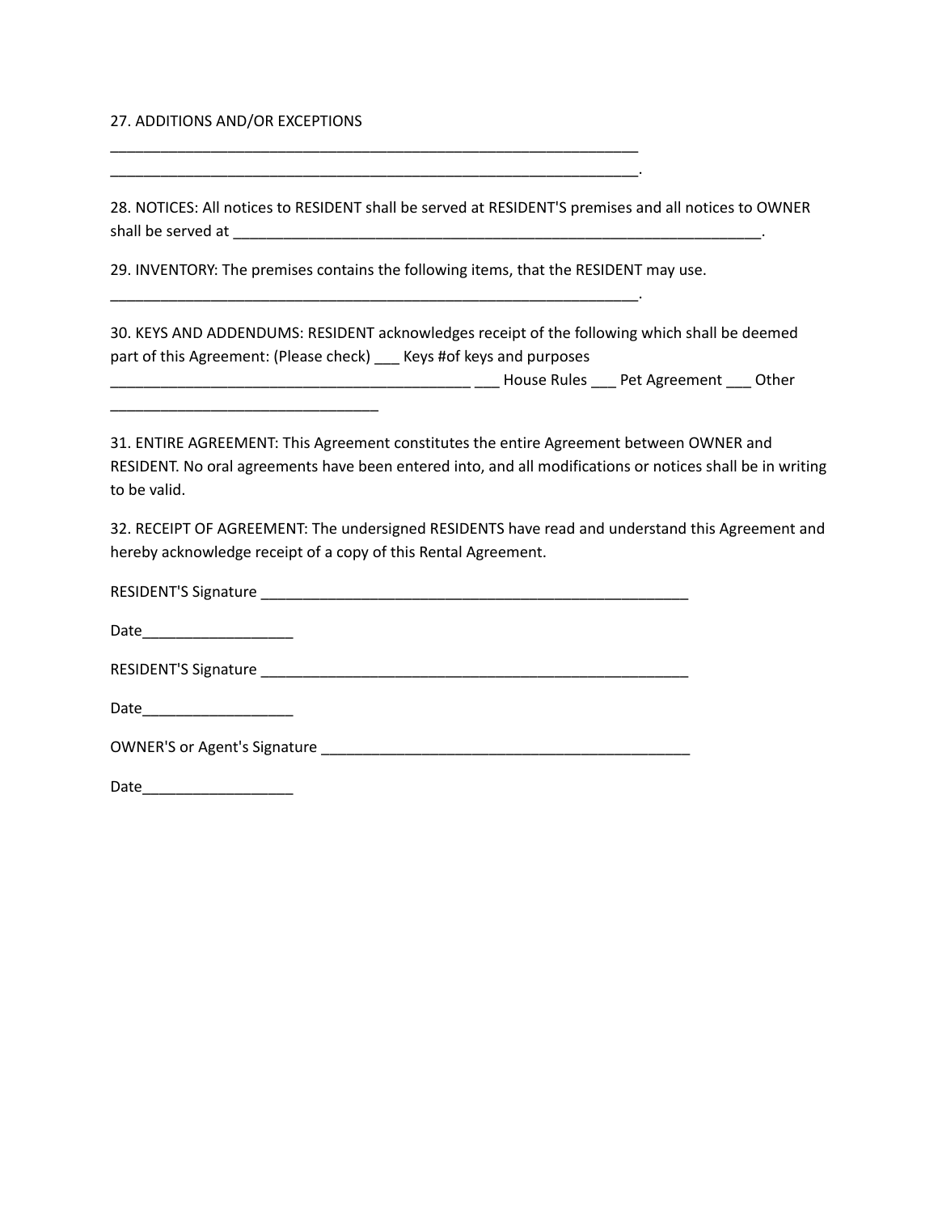27. ADDITIONS AND/OR EXCEPTIONS

_________________________________________________________________

_________________________________________________________________.

28. NOTICES: All notices to RESIDENT shall be served at RESIDENT'S premises and all notices to OWNER shall be served at _________________________________________________________________.

29. INVENTORY: The premises contains the following items, that the RESIDENT may use.

_________________________________________________________________.

30. KEYS AND ADDENDUMS: RESIDENT acknowledges receipt of the following which shall be deemed part of this Agreement: (Please check) ___ Keys #of keys and purposes _____________________________________________ ___ House Rules ___ Pet Agreement ___ Other _________________________________

31. ENTIRE AGREEMENT: This Agreement constitutes the entire Agreement between OWNER and RESIDENT. No oral agreements have been entered into, and all modifications or notices shall be in writing to be valid.

32. RECEIPT OF AGREEMENT: The undersigned RESIDENTS have read and understand this Agreement and hereby acknowledge receipt of a copy of this Rental Agreement.

RESIDENT'S Signature ______________________________________________________

Date__________________

RESIDENT'S Signature ______________________________________________________

Date__________________

OWNER'S or Agent's Signature ______________________________________________

Date__________________